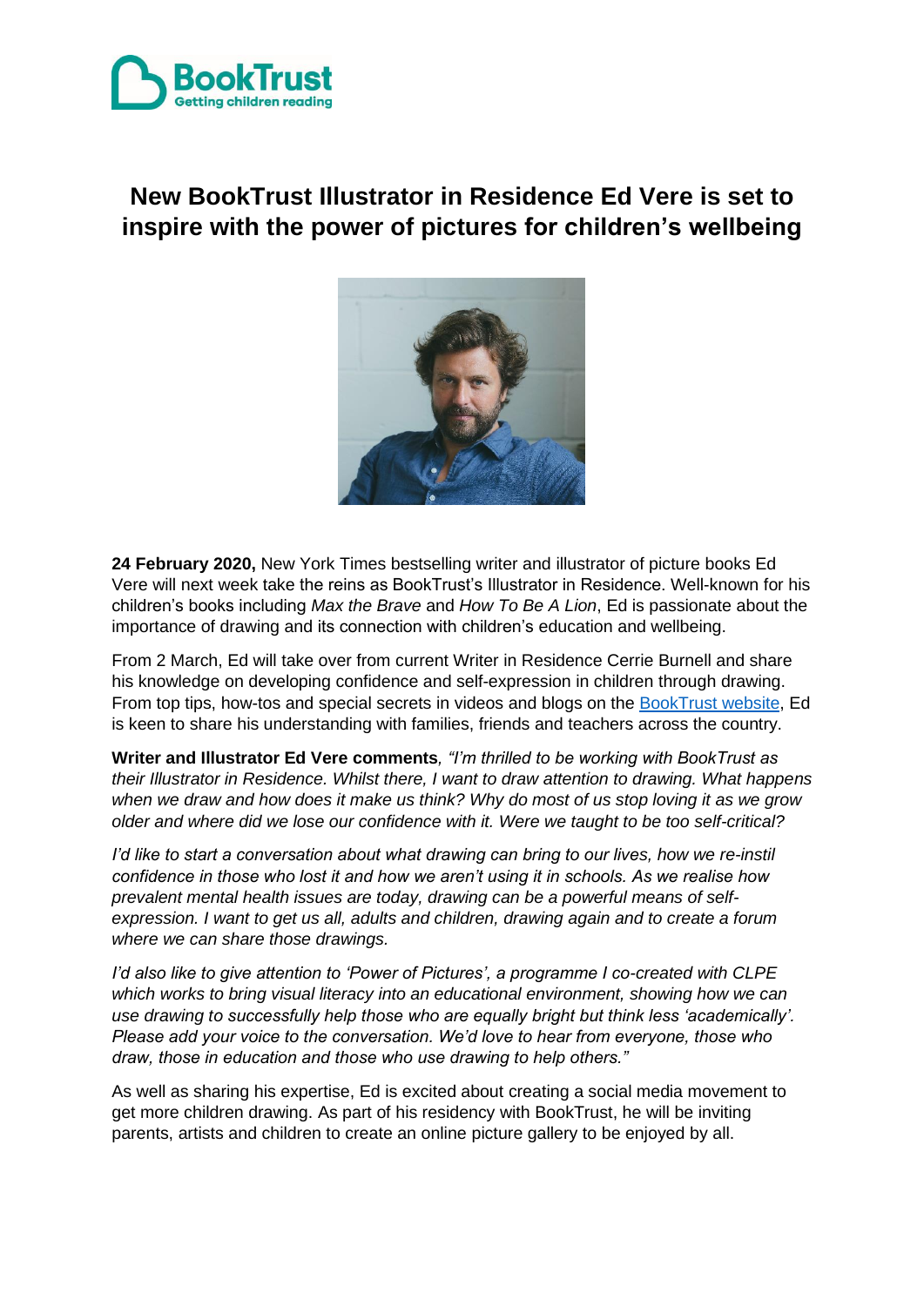# New BookTrust Illustrator in Residence Ed Vere is set to inspire with the power of pictures for children's wellbeing

**24 February 2020,** New York Times bestselling writer and illustrator of picture books Ed Vere will next week take the reins as BookTrust's Illustrator in Residence. Well-known for his children's books including *Max the Brave* and *How To Be A Lion*, Ed is passionate about the importance of drawing and its connection with children's education and wellbeing.

From 2 March, Ed will take over from current Writer in Residence Cerrie Burnell and share his knowledge on developing confidence and self-expression in children through drawing. From top tips, how-tos and special secrets in videos and blogs on the [BookTrust website](), Ed is keen to share his understanding with families, friends and teachers across the country.

**Writer and Illustrator Ed Vere comments***, "I'm thrilled to be working with BookTrust as their Illustrator in Residence. Whilst there, I want to draw attention to drawing. What happens when we draw and how does it make us think? Why do most of us stop loving it as we grow older and where did we lose our confidence with it. Were we taught to be too self-critical?*

*I'd like to start a conversation about what drawing can bring to our lives, how we re-instil confidence in those who lost it and how we aren't using it in schools. As we realise how prevalent mental health issues are today, drawing can be a powerful means of self-expression. I want to get us all, adults and children, drawing again and to create a forum where we can share those drawings.*

*I'd also like to give attention to 'Power of Pictures', a programme I co-created with CLPE which works to bring visual literacy into an educational environment, showing how we can use drawing to successfully help those who are equally bright but think less 'academically'. Please add your voice to the conversation. We'd love to hear from everyone, those who draw, those in education and those who use drawing to help others."*

As well as sharing his expertise, Ed is excited about creating a social media movement to get more children drawing. As part of his residency with BookTrust, he will be inviting parents, artists and children to create an online picture gallery to be enjoyed by all.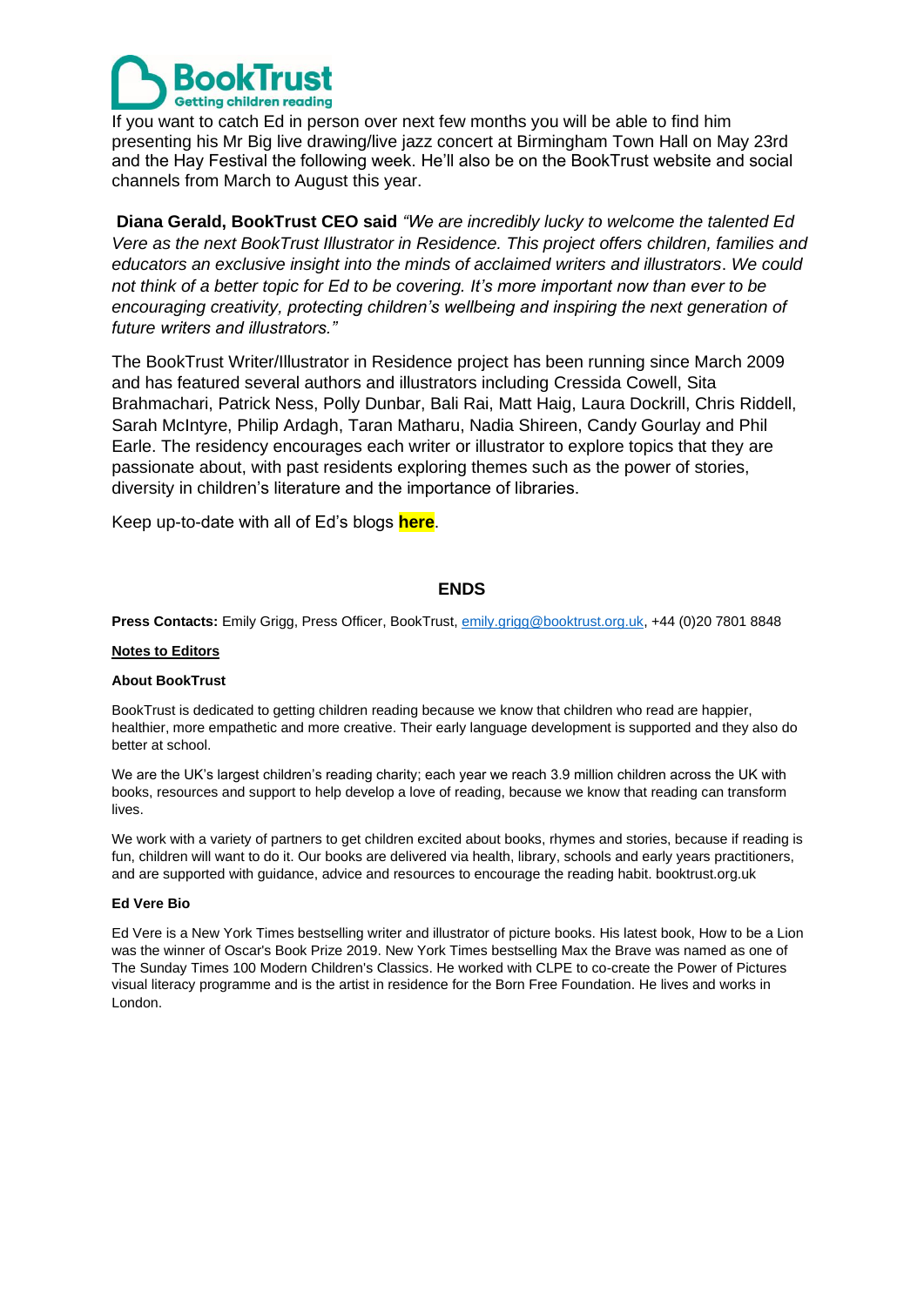If you want to catch Ed in person over next few months you will be able to find him presenting his Mr Big live drawing/live jazz concert at Birmingham Town Hall on May 23rd and the Hay Festival the following week. He'll also be on the BookTrust website and social channels from March to August this year.

**Diana Gerald, BookTrust CEO said** *"We are incredibly lucky to welcome the talented Ed Vere as the next BookTrust Illustrator in Residence. This project offers children, families and educators an exclusive insight into the minds of acclaimed writers and illustrators. We could not think of a better topic for Ed to be covering. It's more important now than ever to be encouraging creativity, protecting children's wellbeing and inspiring the next generation of future writers and illustrators."*

The BookTrust Writer/Illustrator in Residence project has been running since March 2009 and has featured several authors and illustrators including Cressida Cowell, Sita Brahmachari, Patrick Ness, Polly Dunbar, Bali Rai, Matt Haig, Laura Dockrill, Chris Riddell, Sarah McIntyre, Philip Ardagh, Taran Matharu, Nadia Shireen, Candy Gourlay and Phil Earle. The residency encourages each writer or illustrator to explore topics that they are passionate about, with past residents exploring themes such as the power of stories, diversity in children's literature and the importance of libraries.

Keep up-to-date with all of Ed's blogs **here**.

**ENDS**

**Press Contacts:** Emily Grigg, Press Officer, BookTrust, emily.grigg@booktrust.org.uk, +44 (0)20 7801 8848

**Notes to Editors**

**About BookTrust**

BookTrust is dedicated to getting children reading because we know that children who read are happier, healthier, more empathetic and more creative. Their early language development is supported and they also do better at school.

We are the UK's largest children's reading charity; each year we reach 3.9 million children across the UK with books, resources and support to help develop a love of reading, because we know that reading can transform lives.

We work with a variety of partners to get children excited about books, rhymes and stories, because if reading is fun, children will want to do it. Our books are delivered via health, library, schools and early years practitioners, and are supported with guidance, advice and resources to encourage the reading habit. booktrust.org.uk

**Ed Vere Bio**

Ed Vere is a New York Times bestselling writer and illustrator of picture books. His latest book, How to be a Lion was the winner of Oscar's Book Prize 2019. New York Times bestselling Max the Brave was named as one of The Sunday Times 100 Modern Children's Classics. He worked with CLPE to co-create the Power of Pictures visual literacy programme and is the artist in residence for the Born Free Foundation. He lives and works in London.